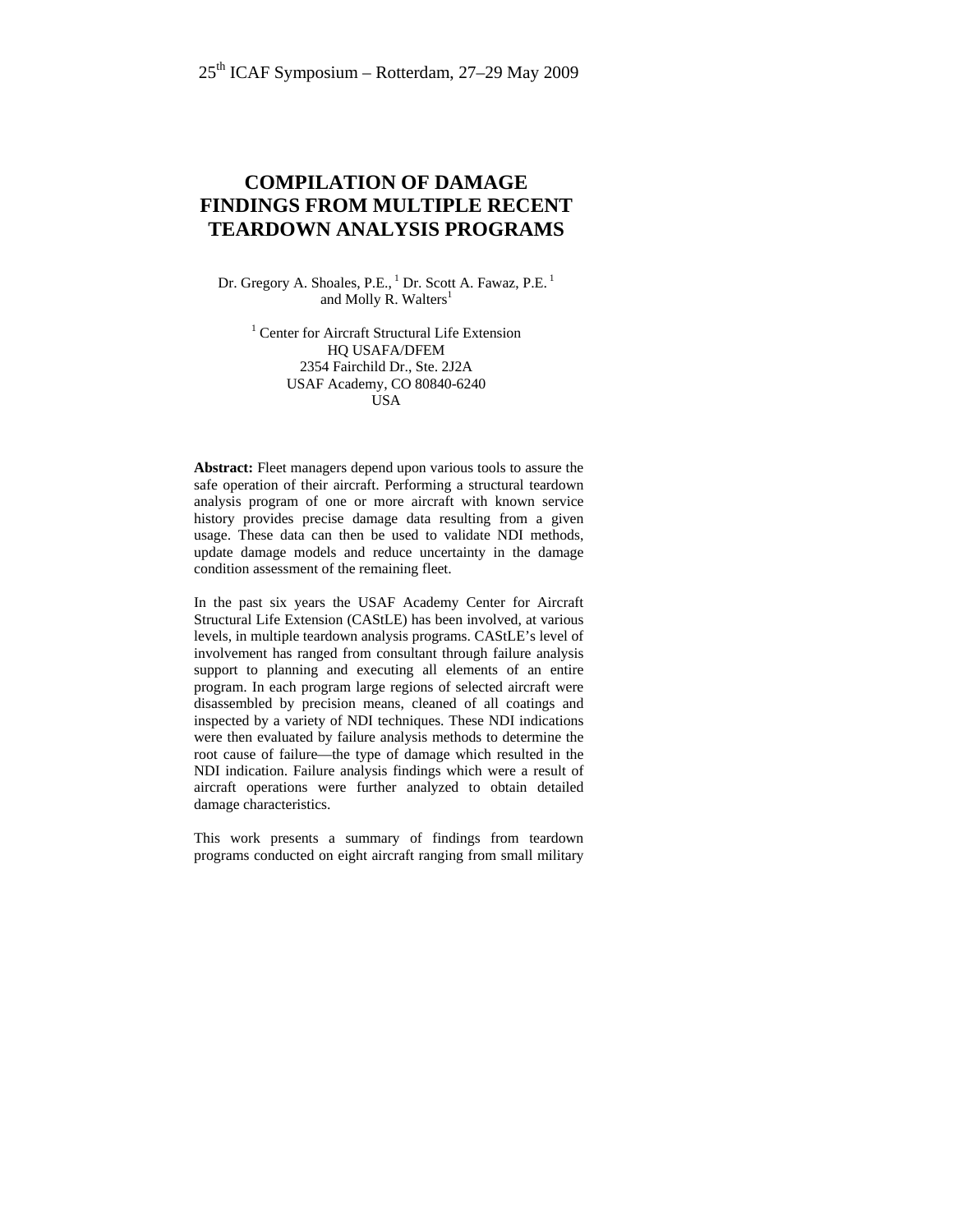25th ICAF Symposium – Rotterdam, 27–29 May 2009

# COMPILATION OF DAMAGE FINDINGS FROM MULTIPLE RECENT TEARDOWN ANALYSIS PROGRAMS

Dr. Gregory A. Shoales, P.E.,[1] Dr. Scott A. Fawaz, P.E.[1] and Molly R. Walters[1]

[1] Center for Aircraft Structural Life Extension
HQ USAFA/DFEM
2354 Fairchild Dr., Ste. 2J2A
USAF Academy, CO 80840-6240
USA

**Abstract:** Fleet managers depend upon various tools to assure the safe operation of their aircraft. Performing a structural teardown analysis program of one or more aircraft with known service history provides precise damage data resulting from a given usage. These data can then be used to validate NDI methods, update damage models and reduce uncertainty in the damage condition assessment of the remaining fleet.

In the past six years the USAF Academy Center for Aircraft Structural Life Extension (CAStLE) has been involved, at various levels, in multiple teardown analysis programs. CAStLE's level of involvement has ranged from consultant through failure analysis support to planning and executing all elements of an entire program. In each program large regions of selected aircraft were disassembled by precision means, cleaned of all coatings and inspected by a variety of NDI techniques. These NDI indications were then evaluated by failure analysis methods to determine the root cause of failure—the type of damage which resulted in the NDI indication. Failure analysis findings which were a result of aircraft operations were further analyzed to obtain detailed damage characteristics.

This work presents a summary of findings from teardown programs conducted on eight aircraft ranging from small military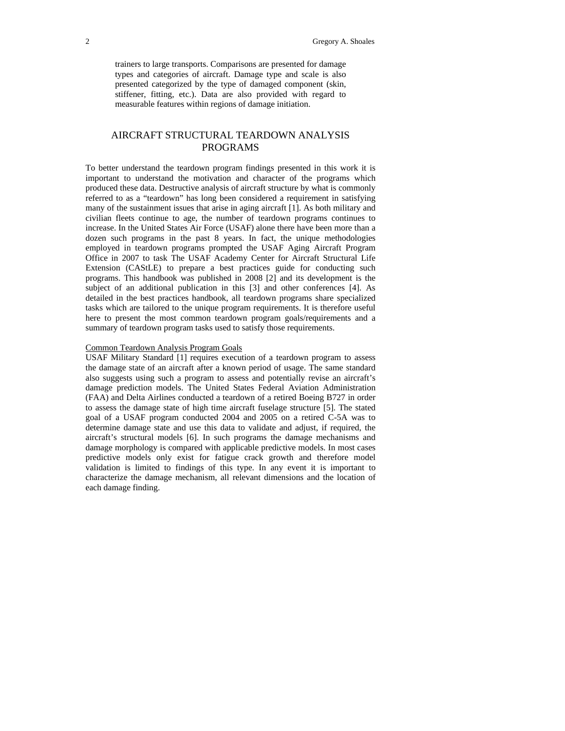trainers to large transports. Comparisons are presented for damage types and categories of aircraft. Damage type and scale is also presented categorized by the type of damaged component (skin, stiffener, fitting, etc.). Data are also provided with regard to measurable features within regions of damage initiation.

## AIRCRAFT STRUCTURAL TEARDOWN ANALYSIS PROGRAMS

To better understand the teardown program findings presented in this work it is important to understand the motivation and character of the programs which produced these data. Destructive analysis of aircraft structure by what is commonly referred to as a "teardown" has long been considered a requirement in satisfying many of the sustainment issues that arise in aging aircraft [1]. As both military and civilian fleets continue to age, the number of teardown programs continues to increase. In the United States Air Force (USAF) alone there have been more than a dozen such programs in the past 8 years. In fact, the unique methodologies employed in teardown programs prompted the USAF Aging Aircraft Program Office in 2007 to task The USAF Academy Center for Aircraft Structural Life Extension (CAStLE) to prepare a best practices guide for conducting such programs. This handbook was published in 2008 [2] and its development is the subject of an additional publication in this [3] and other conferences [4]. As detailed in the best practices handbook, all teardown programs share specialized tasks which are tailored to the unique program requirements. It is therefore useful here to present the most common teardown program goals/requirements and a summary of teardown program tasks used to satisfy those requirements.

### Common Teardown Analysis Program Goals

USAF Military Standard [1] requires execution of a teardown program to assess the damage state of an aircraft after a known period of usage. The same standard also suggests using such a program to assess and potentially revise an aircraft's damage prediction models. The United States Federal Aviation Administration (FAA) and Delta Airlines conducted a teardown of a retired Boeing B727 in order to assess the damage state of high time aircraft fuselage structure [5]. The stated goal of a USAF program conducted 2004 and 2005 on a retired C-5A was to determine damage state and use this data to validate and adjust, if required, the aircraft's structural models [6]. In such programs the damage mechanisms and damage morphology is compared with applicable predictive models. In most cases predictive models only exist for fatigue crack growth and therefore model validation is limited to findings of this type. In any event it is important to characterize the damage mechanism, all relevant dimensions and the location of each damage finding.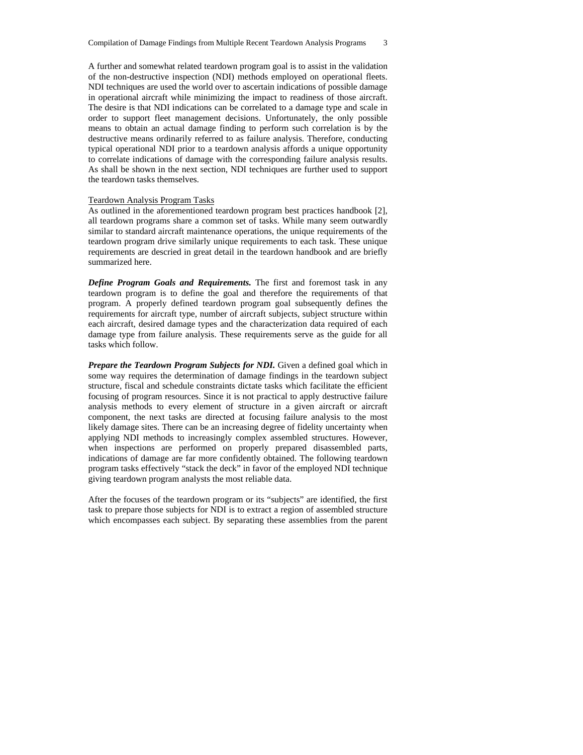A further and somewhat related teardown program goal is to assist in the validation of the non-destructive inspection (NDI) methods employed on operational fleets. NDI techniques are used the world over to ascertain indications of possible damage in operational aircraft while minimizing the impact to readiness of those aircraft. The desire is that NDI indications can be correlated to a damage type and scale in order to support fleet management decisions. Unfortunately, the only possible means to obtain an actual damage finding to perform such correlation is by the destructive means ordinarily referred to as failure analysis. Therefore, conducting typical operational NDI prior to a teardown analysis affords a unique opportunity to correlate indications of damage with the corresponding failure analysis results. As shall be shown in the next section, NDI techniques are further used to support the teardown tasks themselves.

## Teardown Analysis Program Tasks

As outlined in the aforementioned teardown program best practices handbook [2], all teardown programs share a common set of tasks. While many seem outwardly similar to standard aircraft maintenance operations, the unique requirements of the teardown program drive similarly unique requirements to each task. These unique requirements are descried in great detail in the teardown handbook and are briefly summarized here.

***Define Program Goals and Requirements.*** The first and foremost task in any teardown program is to define the goal and therefore the requirements of that program. A properly defined teardown program goal subsequently defines the requirements for aircraft type, number of aircraft subjects, subject structure within each aircraft, desired damage types and the characterization data required of each damage type from failure analysis. These requirements serve as the guide for all tasks which follow.

***Prepare the Teardown Program Subjects for NDI.*** Given a defined goal which in some way requires the determination of damage findings in the teardown subject structure, fiscal and schedule constraints dictate tasks which facilitate the efficient focusing of program resources. Since it is not practical to apply destructive failure analysis methods to every element of structure in a given aircraft or aircraft component, the next tasks are directed at focusing failure analysis to the most likely damage sites. There can be an increasing degree of fidelity uncertainty when applying NDI methods to increasingly complex assembled structures. However, when inspections are performed on properly prepared disassembled parts, indications of damage are far more confidently obtained. The following teardown program tasks effectively "stack the deck" in favor of the employed NDI technique giving teardown program analysts the most reliable data.

After the focuses of the teardown program or its "subjects" are identified, the first task to prepare those subjects for NDI is to extract a region of assembled structure which encompasses each subject. By separating these assemblies from the parent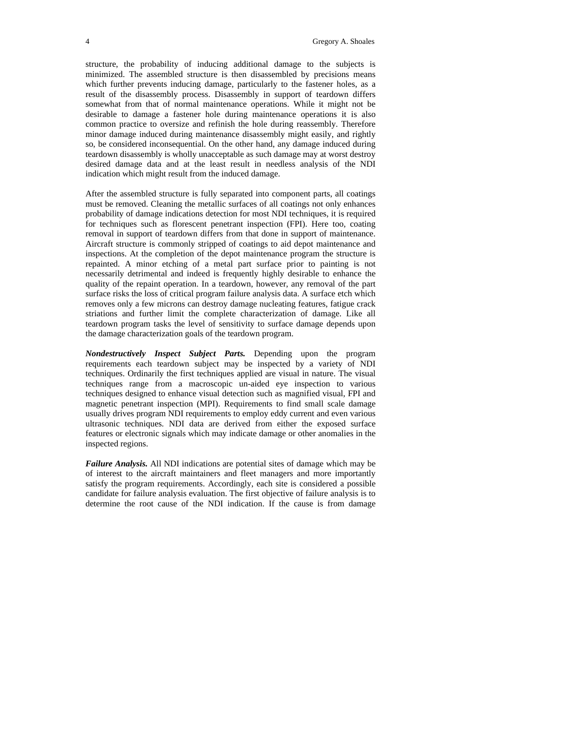structure, the probability of inducing additional damage to the subjects is minimized. The assembled structure is then disassembled by precisions means which further prevents inducing damage, particularly to the fastener holes, as a result of the disassembly process. Disassembly in support of teardown differs somewhat from that of normal maintenance operations. While it might not be desirable to damage a fastener hole during maintenance operations it is also common practice to oversize and refinish the hole during reassembly. Therefore minor damage induced during maintenance disassembly might easily, and rightly so, be considered inconsequential. On the other hand, any damage induced during teardown disassembly is wholly unacceptable as such damage may at worst destroy desired damage data and at the least result in needless analysis of the NDI indication which might result from the induced damage.

After the assembled structure is fully separated into component parts, all coatings must be removed. Cleaning the metallic surfaces of all coatings not only enhances probability of damage indications detection for most NDI techniques, it is required for techniques such as florescent penetrant inspection (FPI). Here too, coating removal in support of teardown differs from that done in support of maintenance. Aircraft structure is commonly stripped of coatings to aid depot maintenance and inspections. At the completion of the depot maintenance program the structure is repainted. A minor etching of a metal part surface prior to painting is not necessarily detrimental and indeed is frequently highly desirable to enhance the quality of the repaint operation. In a teardown, however, any removal of the part surface risks the loss of critical program failure analysis data. A surface etch which removes only a few microns can destroy damage nucleating features, fatigue crack striations and further limit the complete characterization of damage. Like all teardown program tasks the level of sensitivity to surface damage depends upon the damage characterization goals of the teardown program.

***Nondestructively Inspect Subject Parts.*** Depending upon the program requirements each teardown subject may be inspected by a variety of NDI techniques. Ordinarily the first techniques applied are visual in nature. The visual techniques range from a macroscopic un-aided eye inspection to various techniques designed to enhance visual detection such as magnified visual, FPI and magnetic penetrant inspection (MPI). Requirements to find small scale damage usually drives program NDI requirements to employ eddy current and even various ultrasonic techniques. NDI data are derived from either the exposed surface features or electronic signals which may indicate damage or other anomalies in the inspected regions.

***Failure Analysis.*** All NDI indications are potential sites of damage which may be of interest to the aircraft maintainers and fleet managers and more importantly satisfy the program requirements. Accordingly, each site is considered a possible candidate for failure analysis evaluation. The first objective of failure analysis is to determine the root cause of the NDI indication. If the cause is from damage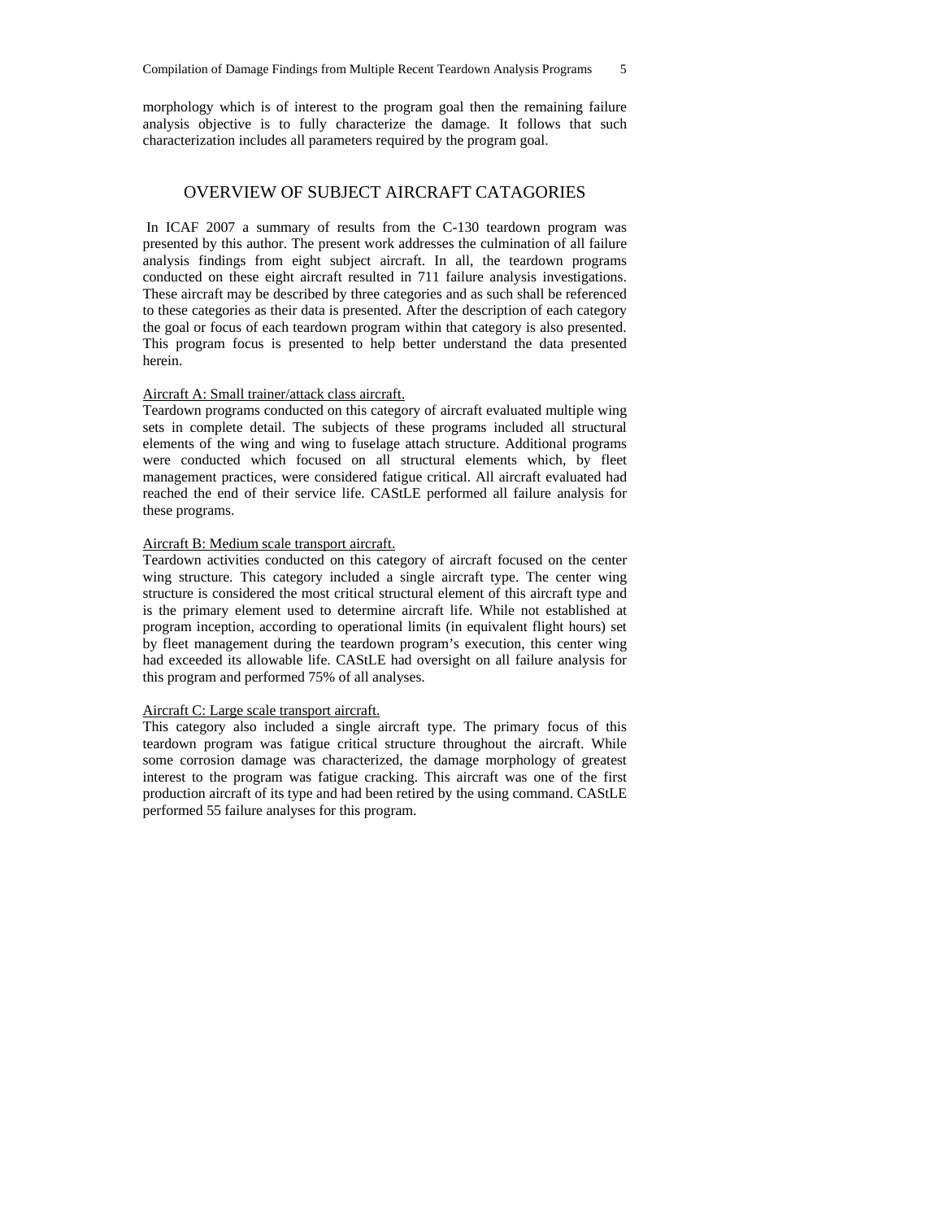morphology which is of interest to the program goal then the remaining failure analysis objective is to fully characterize the damage. It follows that such characterization includes all parameters required by the program goal.

## OVERVIEW OF SUBJECT AIRCRAFT CATAGORIES

In ICAF 2007 a summary of results from the C-130 teardown program was presented by this author. The present work addresses the culmination of all failure analysis findings from eight subject aircraft. In all, the teardown programs conducted on these eight aircraft resulted in 711 failure analysis investigations. These aircraft may be described by three categories and as such shall be referenced to these categories as their data is presented. After the description of each category the goal or focus of each teardown program within that category is also presented. This program focus is presented to help better understand the data presented herein.

<u>Aircraft A: Small trainer/attack class aircraft.</u>
Teardown programs conducted on this category of aircraft evaluated multiple wing sets in complete detail. The subjects of these programs included all structural elements of the wing and wing to fuselage attach structure. Additional programs were conducted which focused on all structural elements which, by fleet management practices, were considered fatigue critical. All aircraft evaluated had reached the end of their service life. CAStLE performed all failure analysis for these programs.

<u>Aircraft B: Medium scale transport aircraft.</u>
Teardown activities conducted on this category of aircraft focused on the center wing structure. This category included a single aircraft type. The center wing structure is considered the most critical structural element of this aircraft type and is the primary element used to determine aircraft life. While not established at program inception, according to operational limits (in equivalent flight hours) set by fleet management during the teardown program's execution, this center wing had exceeded its allowable life. CAStLE had oversight on all failure analysis for this program and performed 75% of all analyses.

<u>Aircraft C: Large scale transport aircraft.</u>
This category also included a single aircraft type. The primary focus of this teardown program was fatigue critical structure throughout the aircraft. While some corrosion damage was characterized, the damage morphology of greatest interest to the program was fatigue cracking. This aircraft was one of the first production aircraft of its type and had been retired by the using command. CAStLE performed 55 failure analyses for this program.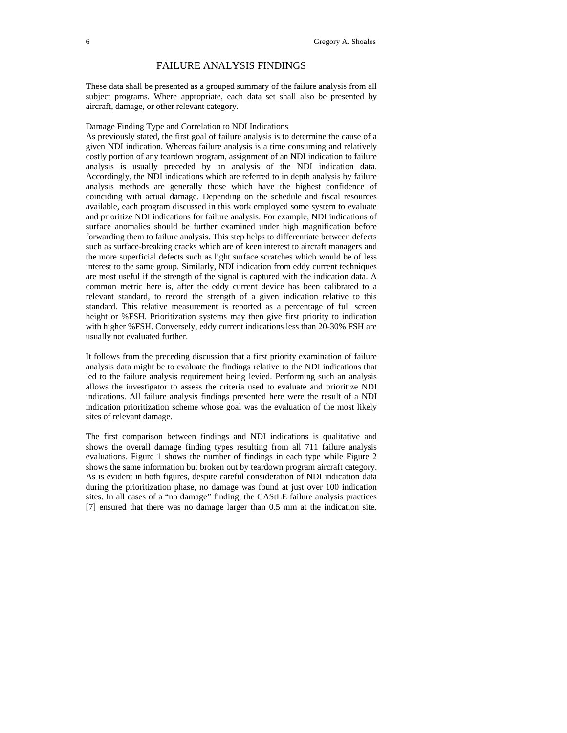## FAILURE ANALYSIS FINDINGS

These data shall be presented as a grouped summary of the failure analysis from all subject programs. Where appropriate, each data set shall also be presented by aircraft, damage, or other relevant category.

### Damage Finding Type and Correlation to NDI Indications

As previously stated, the first goal of failure analysis is to determine the cause of a given NDI indication. Whereas failure analysis is a time consuming and relatively costly portion of any teardown program, assignment of an NDI indication to failure analysis is usually preceded by an analysis of the NDI indication data. Accordingly, the NDI indications which are referred to in depth analysis by failure analysis methods are generally those which have the highest confidence of coinciding with actual damage. Depending on the schedule and fiscal resources available, each program discussed in this work employed some system to evaluate and prioritize NDI indications for failure analysis. For example, NDI indications of surface anomalies should be further examined under high magnification before forwarding them to failure analysis. This step helps to differentiate between defects such as surface-breaking cracks which are of keen interest to aircraft managers and the more superficial defects such as light surface scratches which would be of less interest to the same group. Similarly, NDI indication from eddy current techniques are most useful if the strength of the signal is captured with the indication data. A common metric here is, after the eddy current device has been calibrated to a relevant standard, to record the strength of a given indication relative to this standard. This relative measurement is reported as a percentage of full screen height or %FSH. Prioritization systems may then give first priority to indication with higher %FSH. Conversely, eddy current indications less than 20-30% FSH are usually not evaluated further.

It follows from the preceding discussion that a first priority examination of failure analysis data might be to evaluate the findings relative to the NDI indications that led to the failure analysis requirement being levied. Performing such an analysis allows the investigator to assess the criteria used to evaluate and prioritize NDI indications. All failure analysis findings presented here were the result of a NDI indication prioritization scheme whose goal was the evaluation of the most likely sites of relevant damage.

The first comparison between findings and NDI indications is qualitative and shows the overall damage finding types resulting from all 711 failure analysis evaluations. Figure 1 shows the number of findings in each type while Figure 2 shows the same information but broken out by teardown program aircraft category. As is evident in both figures, despite careful consideration of NDI indication data during the prioritization phase, no damage was found at just over 100 indication sites. In all cases of a "no damage" finding, the CAStLE failure analysis practices [7] ensured that there was no damage larger than 0.5 mm at the indication site.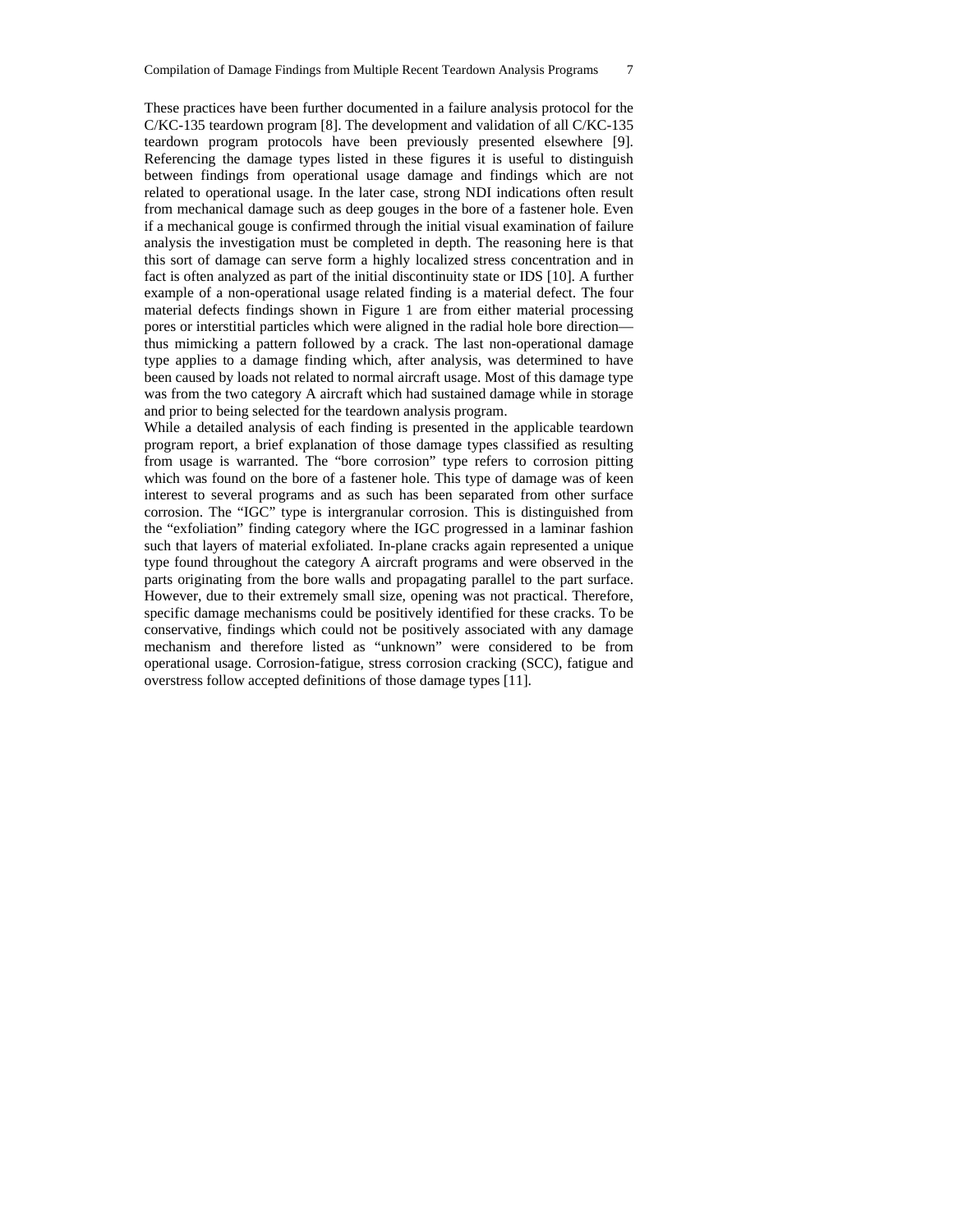These practices have been further documented in a failure analysis protocol for the C/KC-135 teardown program [8]. The development and validation of all C/KC-135 teardown program protocols have been previously presented elsewhere [9]. Referencing the damage types listed in these figures it is useful to distinguish between findings from operational usage damage and findings which are not related to operational usage. In the later case, strong NDI indications often result from mechanical damage such as deep gouges in the bore of a fastener hole. Even if a mechanical gouge is confirmed through the initial visual examination of failure analysis the investigation must be completed in depth. The reasoning here is that this sort of damage can serve form a highly localized stress concentration and in fact is often analyzed as part of the initial discontinuity state or IDS [10]. A further example of a non-operational usage related finding is a material defect. The four material defects findings shown in Figure 1 are from either material processing pores or interstitial particles which were aligned in the radial hole bore direction—thus mimicking a pattern followed by a crack. The last non-operational damage type applies to a damage finding which, after analysis, was determined to have been caused by loads not related to normal aircraft usage. Most of this damage type was from the two category A aircraft which had sustained damage while in storage and prior to being selected for the teardown analysis program.

While a detailed analysis of each finding is presented in the applicable teardown program report, a brief explanation of those damage types classified as resulting from usage is warranted. The "bore corrosion" type refers to corrosion pitting which was found on the bore of a fastener hole. This type of damage was of keen interest to several programs and as such has been separated from other surface corrosion. The "IGC" type is intergranular corrosion. This is distinguished from the "exfoliation" finding category where the IGC progressed in a laminar fashion such that layers of material exfoliated. In-plane cracks again represented a unique type found throughout the category A aircraft programs and were observed in the parts originating from the bore walls and propagating parallel to the part surface. However, due to their extremely small size, opening was not practical. Therefore, specific damage mechanisms could be positively identified for these cracks. To be conservative, findings which could not be positively associated with any damage mechanism and therefore listed as "unknown" were considered to be from operational usage. Corrosion-fatigue, stress corrosion cracking (SCC), fatigue and overstress follow accepted definitions of those damage types [11].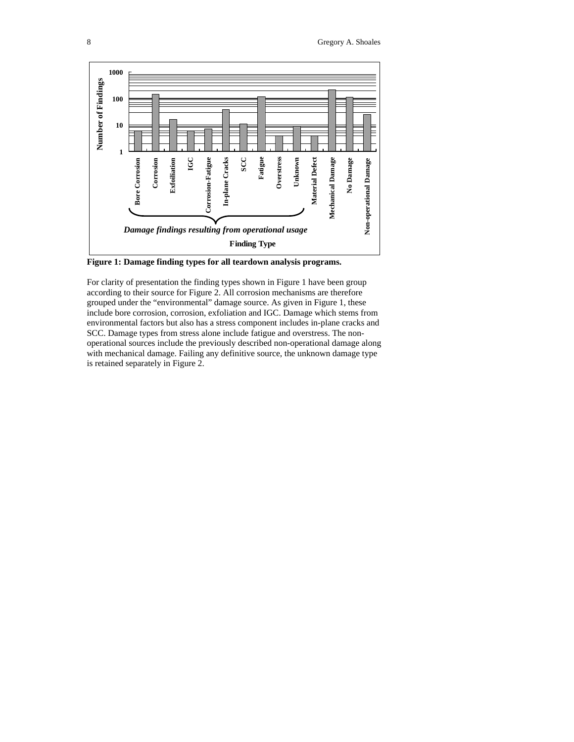**Figure 1: Damage finding types for all teardown analysis programs.**

For clarity of presentation the finding types shown in Figure 1 have been group according to their source for Figure 2. All corrosion mechanisms are therefore grouped under the "environmental" damage source. As given in Figure 1, these include bore corrosion, corrosion, exfoliation and IGC. Damage which stems from environmental factors but also has a stress component includes in-plane cracks and SCC. Damage types from stress alone include fatigue and overstress. The non-operational sources include the previously described non-operational damage along with mechanical damage. Failing any definitive source, the unknown damage type is retained separately in Figure 2.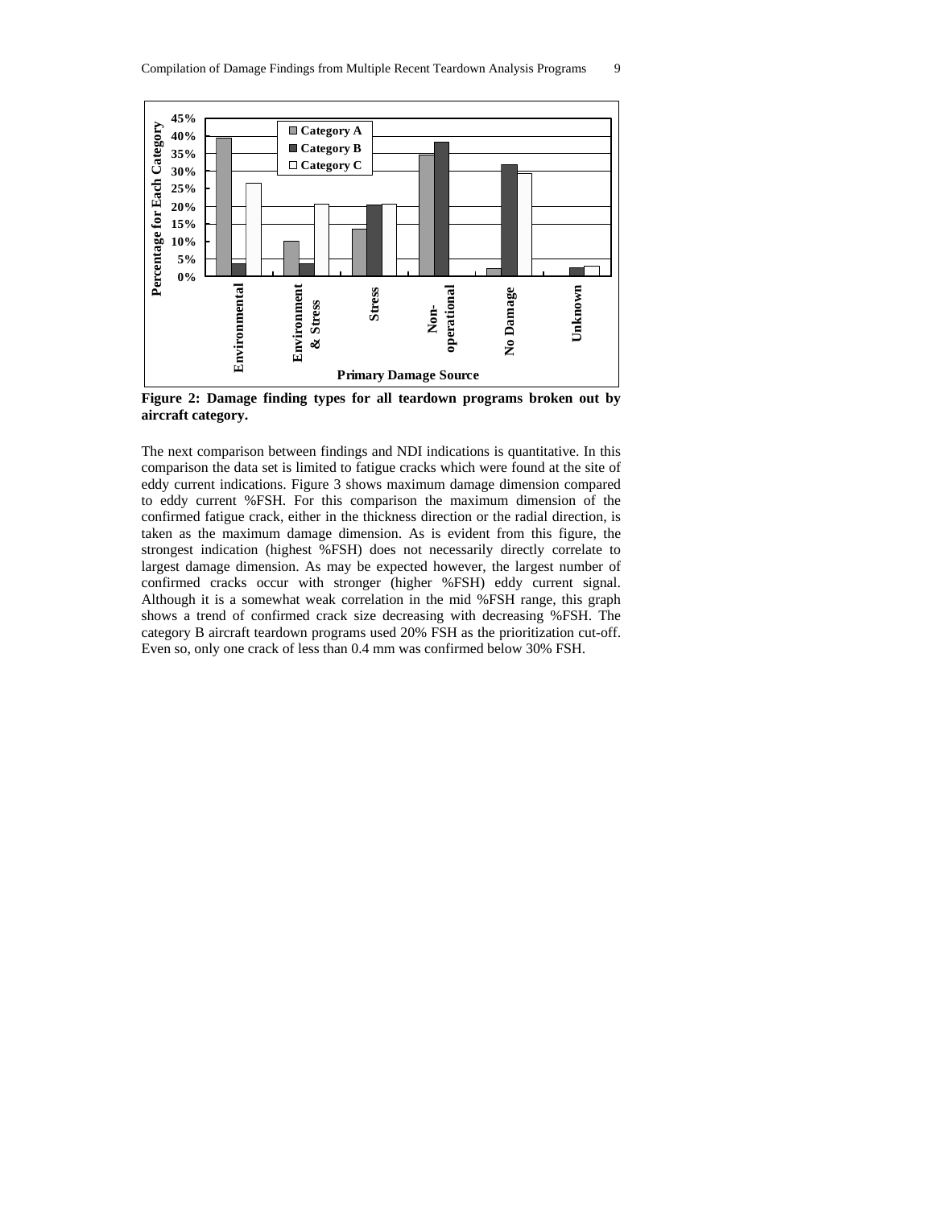**Figure 2: Damage finding types for all teardown programs broken out by aircraft category.**

The next comparison between findings and NDI indications is quantitative. In this comparison the data set is limited to fatigue cracks which were found at the site of eddy current indications. Figure 3 shows maximum damage dimension compared to eddy current %FSH. For this comparison the maximum dimension of the confirmed fatigue crack, either in the thickness direction or the radial direction, is taken as the maximum damage dimension. As is evident from this figure, the strongest indication (highest %FSH) does not necessarily directly correlate to largest damage dimension. As may be expected however, the largest number of confirmed cracks occur with stronger (higher %FSH) eddy current signal. Although it is a somewhat weak correlation in the mid %FSH range, this graph shows a trend of confirmed crack size decreasing with decreasing %FSH. The category B aircraft teardown programs used 20% FSH as the prioritization cut-off. Even so, only one crack of less than 0.4 mm was confirmed below 30% FSH.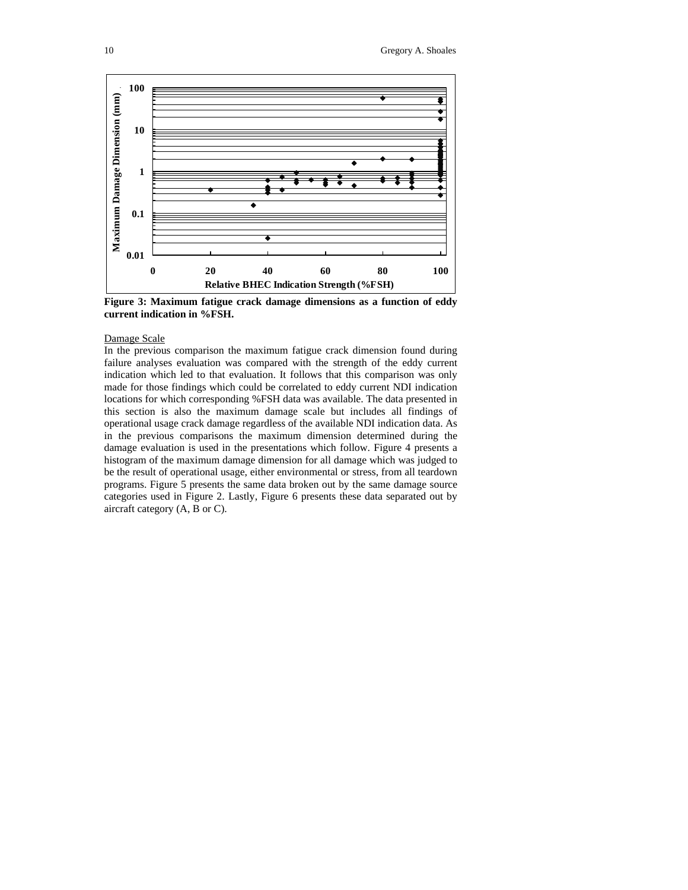**Figure 3: Maximum fatigue crack damage dimensions as a function of eddy current indication in %FSH.**

Damage Scale

In the previous comparison the maximum fatigue crack dimension found during failure analyses evaluation was compared with the strength of the eddy current indication which led to that evaluation. It follows that this comparison was only made for those findings which could be correlated to eddy current NDI indication locations for which corresponding %FSH data was available. The data presented in this section is also the maximum damage scale but includes all findings of operational usage crack damage regardless of the available NDI indication data. As in the previous comparisons the maximum dimension determined during the damage evaluation is used in the presentations which follow. Figure 4 presents a histogram of the maximum damage dimension for all damage which was judged to be the result of operational usage, either environmental or stress, from all teardown programs. Figure 5 presents the same data broken out by the same damage source categories used in Figure 2. Lastly, Figure 6 presents these data separated out by aircraft category (A, B or C).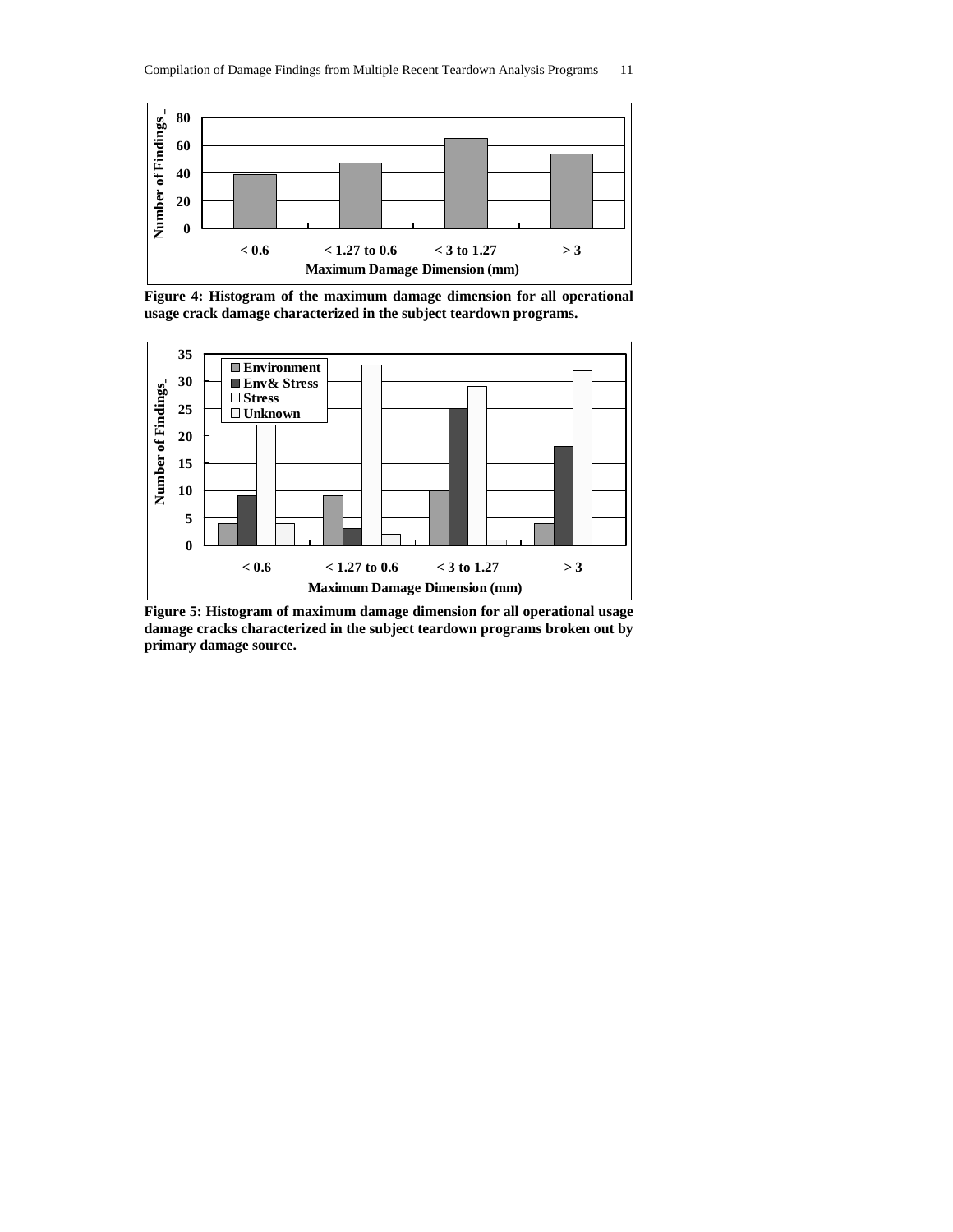Figure 4: Histogram of the maximum damage dimension for all operational usage crack damage characterized in the subject teardown programs.

Figure 5: Histogram of maximum damage dimension for all operational usage damage cracks characterized in the subject teardown programs broken out by primary damage source.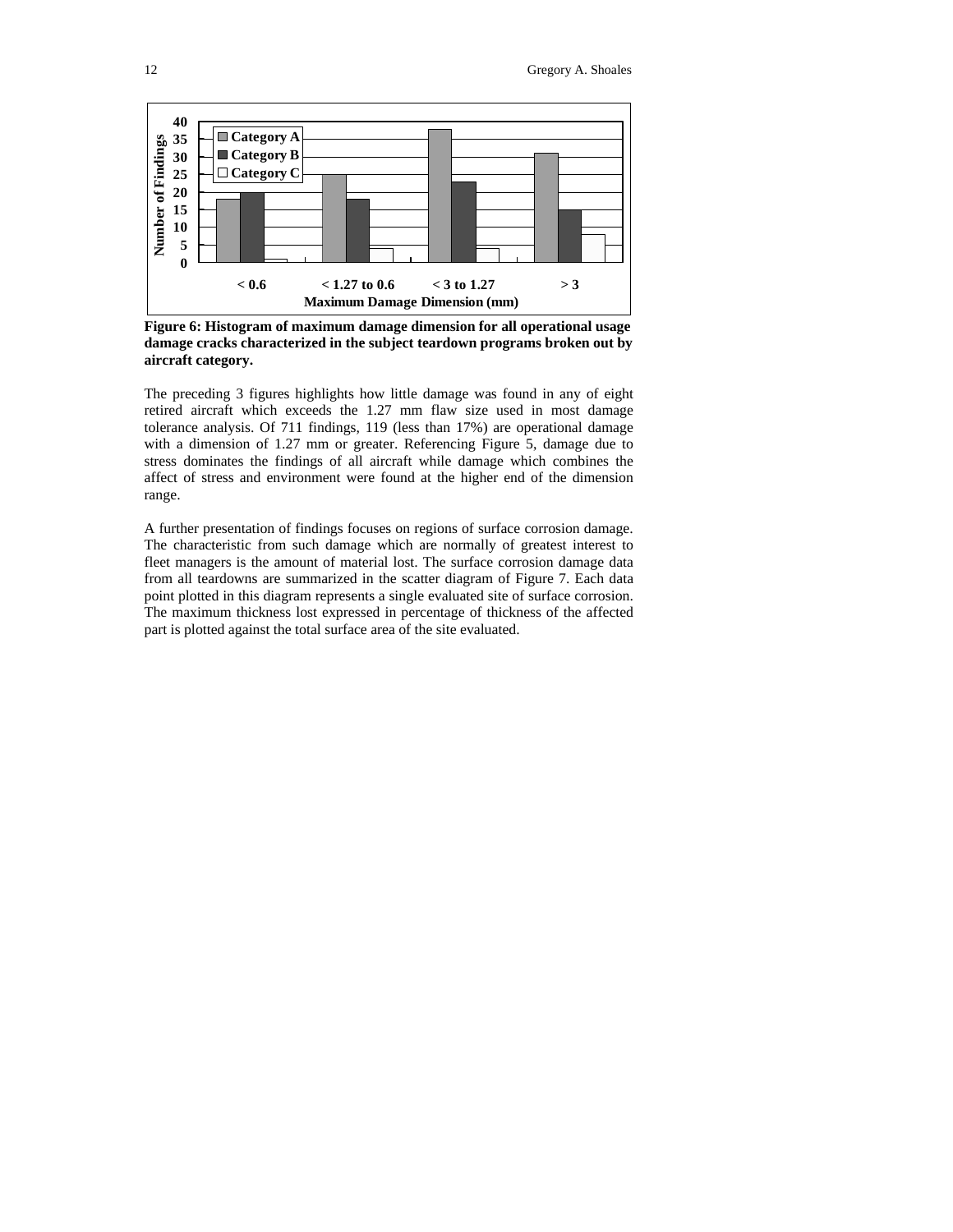Figure 6: Histogram of maximum damage dimension for all operational usage damage cracks characterized in the subject teardown programs broken out by aircraft category.

The preceding 3 figures highlights how little damage was found in any of eight retired aircraft which exceeds the 1.27 mm flaw size used in most damage tolerance analysis. Of 711 findings, 119 (less than 17%) are operational damage with a dimension of 1.27 mm or greater. Referencing Figure 5, damage due to stress dominates the findings of all aircraft while damage which combines the affect of stress and environment were found at the higher end of the dimension range.

A further presentation of findings focuses on regions of surface corrosion damage. The characteristic from such damage which are normally of greatest interest to fleet managers is the amount of material lost. The surface corrosion damage data from all teardowns are summarized in the scatter diagram of Figure 7. Each data point plotted in this diagram represents a single evaluated site of surface corrosion. The maximum thickness lost expressed in percentage of thickness of the affected part is plotted against the total surface area of the site evaluated.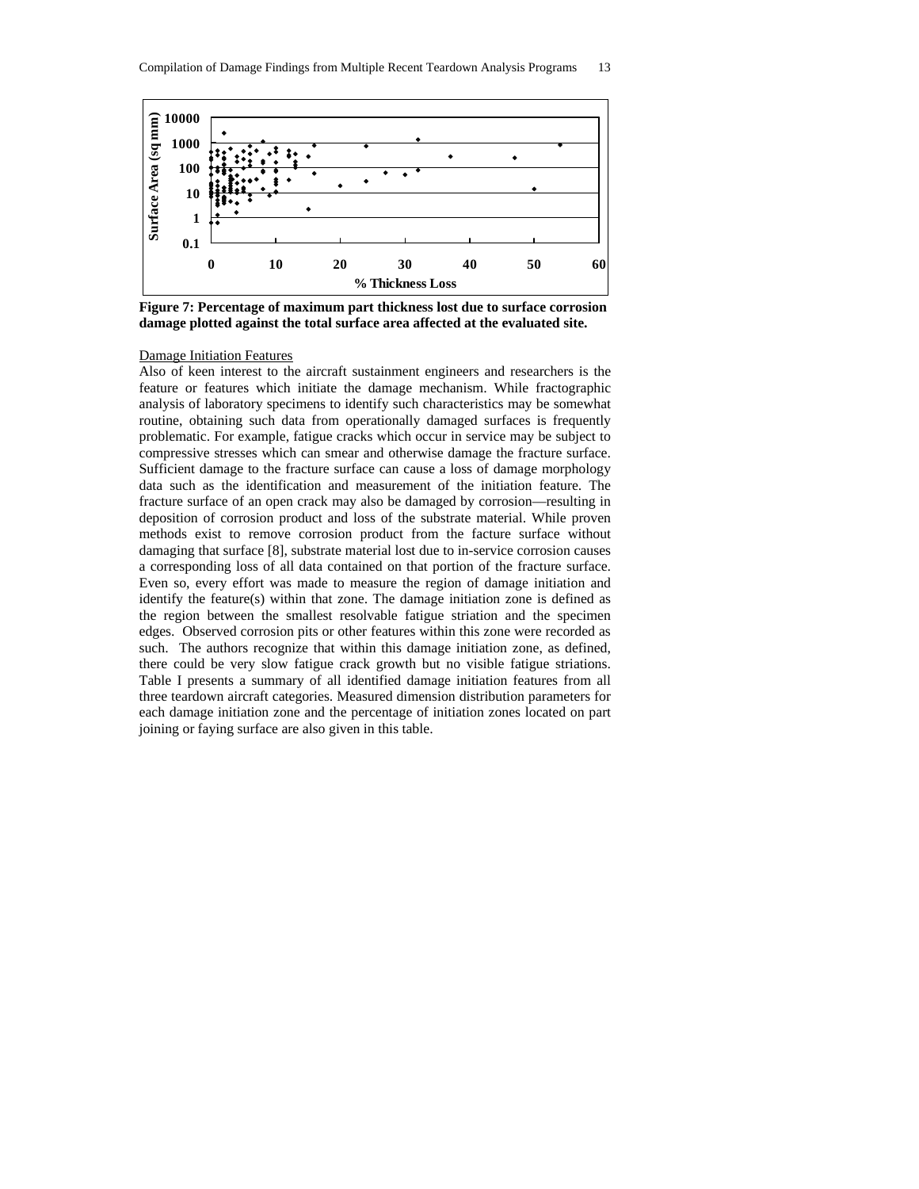Figure 7: Percentage of maximum part thickness lost due to surface corrosion damage plotted against the total surface area affected at the evaluated site.

Damage Initiation Features

Also of keen interest to the aircraft sustainment engineers and researchers is the feature or features which initiate the damage mechanism. While fractographic analysis of laboratory specimens to identify such characteristics may be somewhat routine, obtaining such data from operationally damaged surfaces is frequently problematic. For example, fatigue cracks which occur in service may be subject to compressive stresses which can smear and otherwise damage the fracture surface. Sufficient damage to the fracture surface can cause a loss of damage morphology data such as the identification and measurement of the initiation feature. The fracture surface of an open crack may also be damaged by corrosion—resulting in deposition of corrosion product and loss of the substrate material. While proven methods exist to remove corrosion product from the facture surface without damaging that surface [8], substrate material lost due to in-service corrosion causes a corresponding loss of all data contained on that portion of the fracture surface. Even so, every effort was made to measure the region of damage initiation and identify the feature(s) within that zone. The damage initiation zone is defined as the region between the smallest resolvable fatigue striation and the specimen edges. Observed corrosion pits or other features within this zone were recorded as such. The authors recognize that within this damage initiation zone, as defined, there could be very slow fatigue crack growth but no visible fatigue striations. Table I presents a summary of all identified damage initiation features from all three teardown aircraft categories. Measured dimension distribution parameters for each damage initiation zone and the percentage of initiation zones located on part joining or faying surface are also given in this table.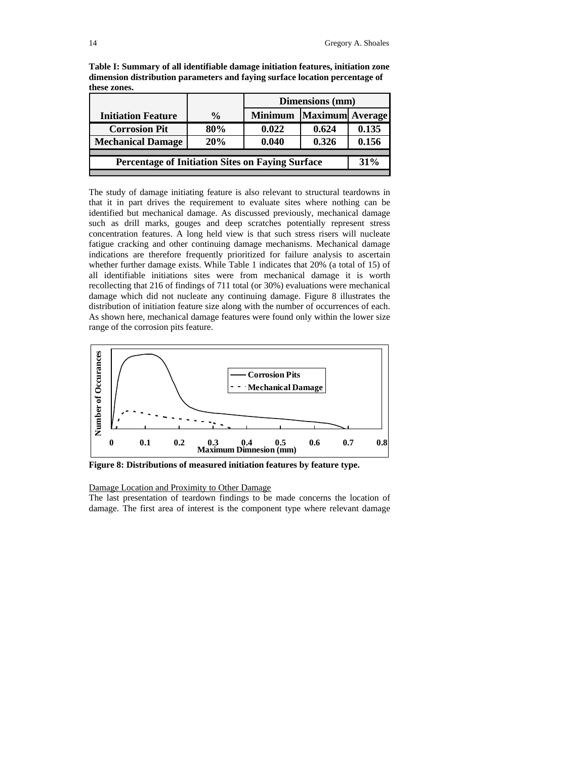**Table I: Summary of all identifiable damage initiation features, initiation zone dimension distribution parameters and faying surface location percentage of these zones.**

| Initiation Feature | % | Dimensions (mm) | | |
|---|---|---|---|---|
| | | Minimum | Maximum | Average |
| **Corrosion Pit** | **80%** | **0.022** | **0.624** | **0.135** |
| **Mechanical Damage** | **20%** | **0.040** | **0.326** | **0.156** |
| **Percentage of Initiation Sites on Faying Surface** | | | | **31%** |

The study of damage initiating feature is also relevant to structural teardowns in that it in part drives the requirement to evaluate sites where nothing can be identified but mechanical damage. As discussed previously, mechanical damage such as drill marks, gouges and deep scratches potentially represent stress concentration features. A long held view is that such stress risers will nucleate fatigue cracking and other continuing damage mechanisms. Mechanical damage indications are therefore frequently prioritized for failure analysis to ascertain whether further damage exists. While Table 1 indicates that 20% (a total of 15) of all identifiable initiations sites were from mechanical damage it is worth recollecting that 216 of findings of 711 total (or 30%) evaluations were mechanical damage which did not nucleate any continuing damage. Figure 8 illustrates the distribution of initiation feature size along with the number of occurrences of each. As shown here, mechanical damage features were found only within the lower size range of the corrosion pits feature.

**Figure 8: Distributions of measured initiation features by feature type.**

Damage Location and Proximity to Other Damage

The last presentation of teardown findings to be made concerns the location of damage. The first area of interest is the component type where relevant damage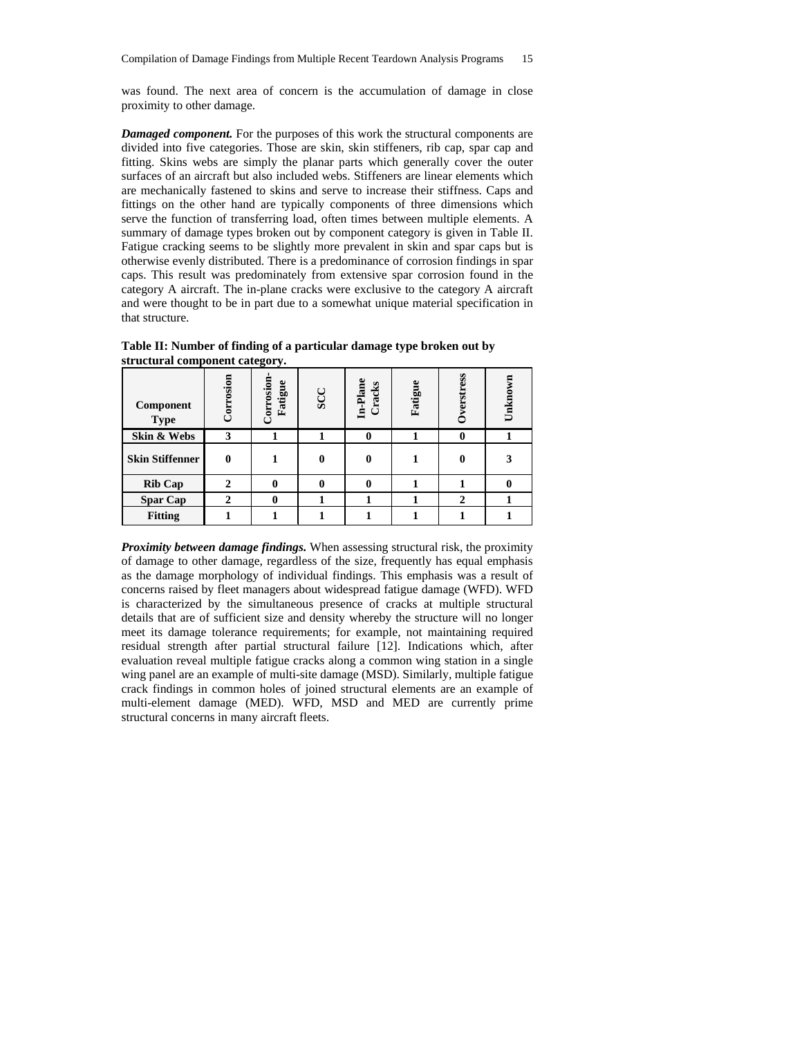was found. The next area of concern is the accumulation of damage in close proximity to other damage.

***Damaged component.*** For the purposes of this work the structural components are divided into five categories. Those are skin, skin stiffeners, rib cap, spar cap and fitting. Skins webs are simply the planar parts which generally cover the outer surfaces of an aircraft but also included webs. Stiffeners are linear elements which are mechanically fastened to skins and serve to increase their stiffness. Caps and fittings on the other hand are typically components of three dimensions which serve the function of transferring load, often times between multiple elements. A summary of damage types broken out by component category is given in Table II. Fatigue cracking seems to be slightly more prevalent in skin and spar caps but is otherwise evenly distributed. There is a predominance of corrosion findings in spar caps. This result was predominately from extensive spar corrosion found in the category A aircraft. The in-plane cracks were exclusive to the category A aircraft and were thought to be in part due to a somewhat unique material specification in that structure.

**Table II: Number of finding of a particular damage type broken out by structural component category.**

| Component Type | Corrosion | Corrosion-Fatigue | SCC | In-Plane Cracks | Fatigue | Overstress | Unknown |
|---|---|---|---|---|---|---|---|
| **Skin & Webs** | **3** | **1** | **1** | **0** | **1** | **0** | **1** |
| **Skin Stiffenner** | **0** | **1** | **0** | **0** | **1** | **0** | **3** |
| **Rib Cap** | **2** | **0** | **0** | **0** | **1** | **1** | **0** |
| **Spar Cap** | **2** | **0** | **1** | **1** | **1** | **2** | **1** |
| **Fitting** | **1** | **1** | **1** | **1** | **1** | **1** | **1** |

***Proximity between damage findings.*** When assessing structural risk, the proximity of damage to other damage, regardless of the size, frequently has equal emphasis as the damage morphology of individual findings. This emphasis was a result of concerns raised by fleet managers about widespread fatigue damage (WFD). WFD is characterized by the simultaneous presence of cracks at multiple structural details that are of sufficient size and density whereby the structure will no longer meet its damage tolerance requirements; for example, not maintaining required residual strength after partial structural failure [12]. Indications which, after evaluation reveal multiple fatigue cracks along a common wing station in a single wing panel are an example of multi-site damage (MSD). Similarly, multiple fatigue crack findings in common holes of joined structural elements are an example of multi-element damage (MED). WFD, MSD and MED are currently prime structural concerns in many aircraft fleets.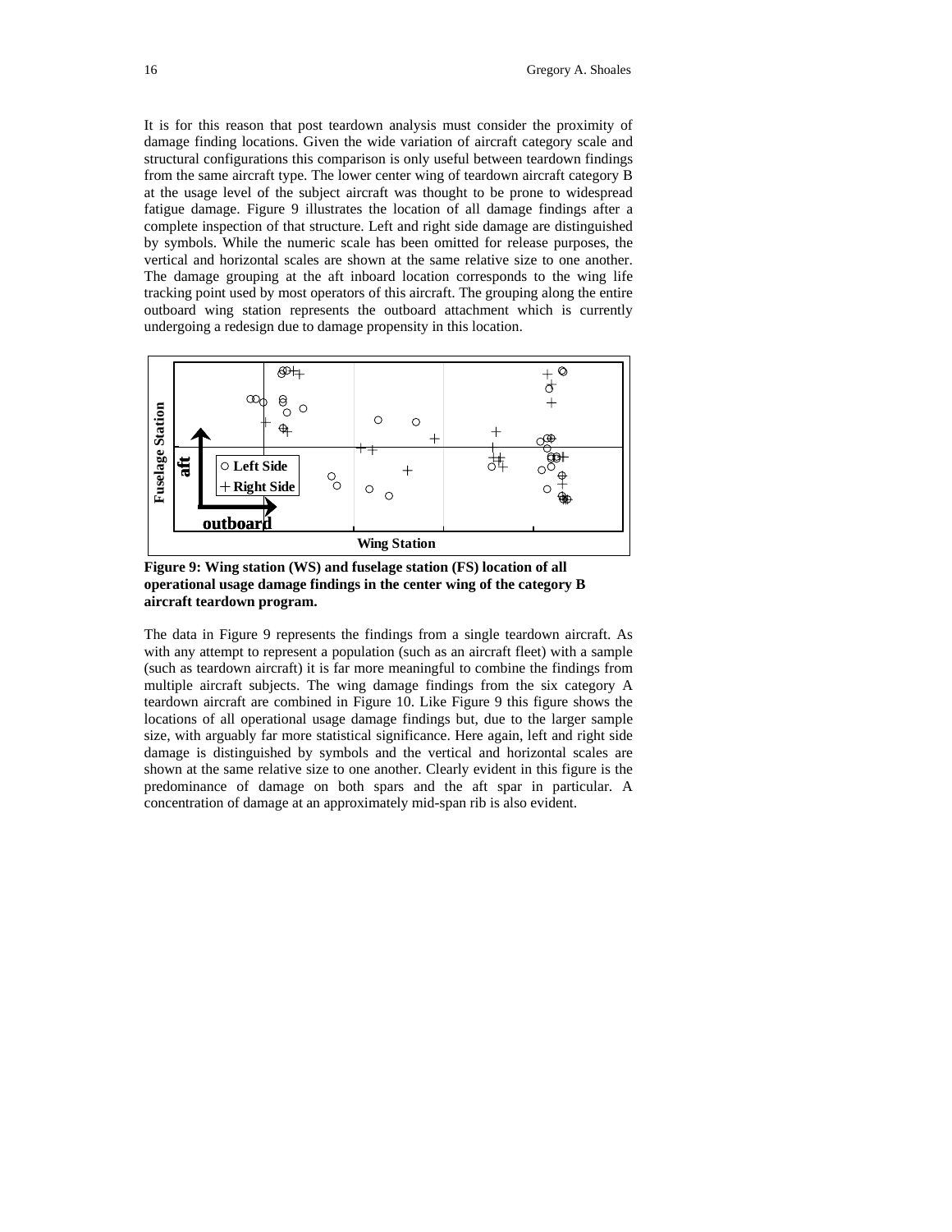It is for this reason that post teardown analysis must consider the proximity of damage finding locations. Given the wide variation of aircraft category scale and structural configurations this comparison is only useful between teardown findings from the same aircraft type. The lower center wing of teardown aircraft category B at the usage level of the subject aircraft was thought to be prone to widespread fatigue damage. Figure 9 illustrates the location of all damage findings after a complete inspection of that structure. Left and right side damage are distinguished by symbols. While the numeric scale has been omitted for release purposes, the vertical and horizontal scales are shown at the same relative size to one another. The damage grouping at the aft inboard location corresponds to the wing life tracking point used by most operators of this aircraft. The grouping along the entire outboard wing station represents the outboard attachment which is currently undergoing a redesign due to damage propensity in this location.

**Figure 9: Wing station (WS) and fuselage station (FS) location of all operational usage damage findings in the center wing of the category B aircraft teardown program.**

The data in Figure 9 represents the findings from a single teardown aircraft. As with any attempt to represent a population (such as an aircraft fleet) with a sample (such as teardown aircraft) it is far more meaningful to combine the findings from multiple aircraft subjects. The wing damage findings from the six category A teardown aircraft are combined in Figure 10. Like Figure 9 this figure shows the locations of all operational usage damage findings but, due to the larger sample size, with arguably far more statistical significance. Here again, left and right side damage is distinguished by symbols and the vertical and horizontal scales are shown at the same relative size to one another. Clearly evident in this figure is the predominance of damage on both spars and the aft spar in particular. A concentration of damage at an approximately mid-span rib is also evident.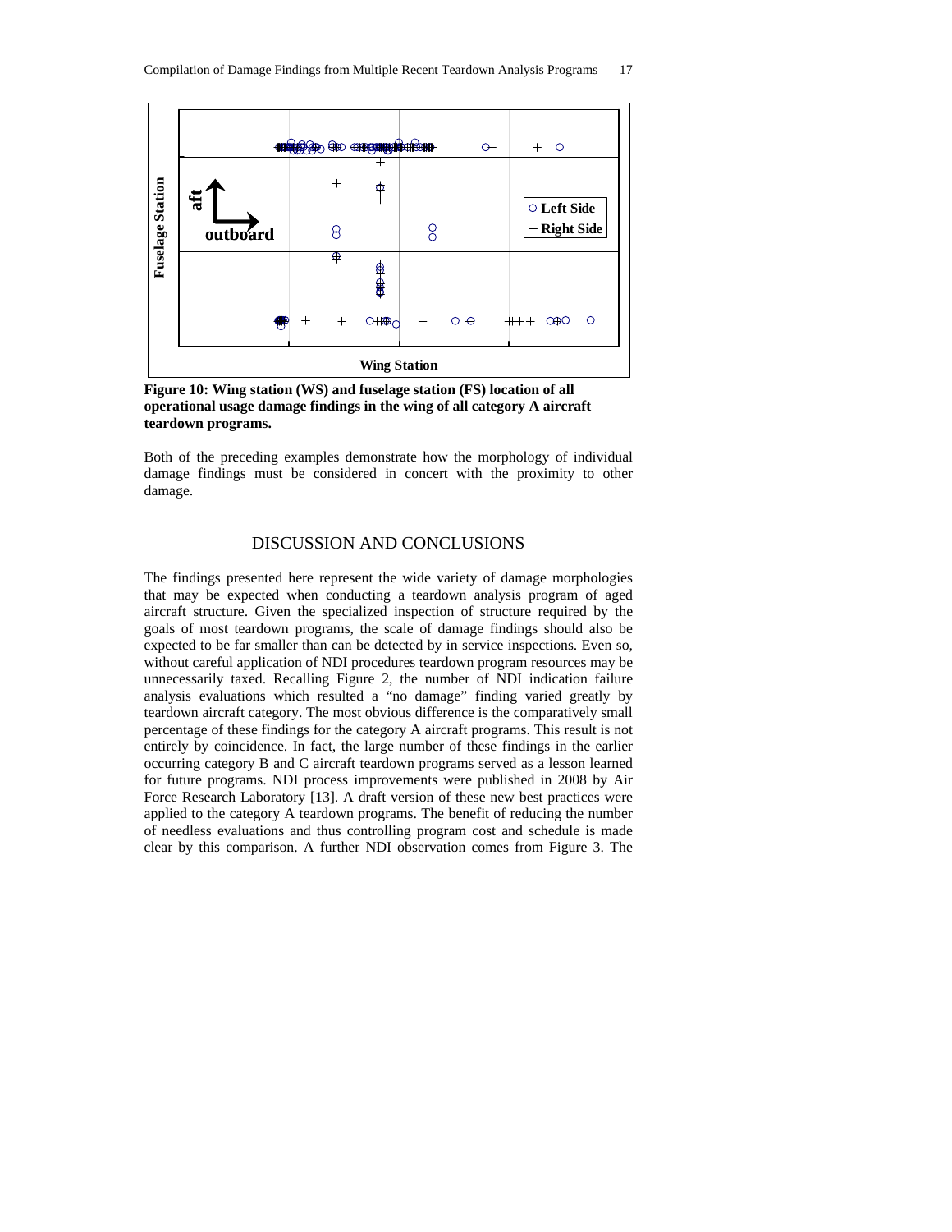**Figure 10: Wing station (WS) and fuselage station (FS) location of all operational usage damage findings in the wing of all category A aircraft teardown programs.**

Both of the preceding examples demonstrate how the morphology of individual damage findings must be considered in concert with the proximity to other damage.

## DISCUSSION AND CONCLUSIONS

The findings presented here represent the wide variety of damage morphologies that may be expected when conducting a teardown analysis program of aged aircraft structure. Given the specialized inspection of structure required by the goals of most teardown programs, the scale of damage findings should also be expected to be far smaller than can be detected by in service inspections. Even so, without careful application of NDI procedures teardown program resources may be unnecessarily taxed. Recalling Figure 2, the number of NDI indication failure analysis evaluations which resulted a "no damage" finding varied greatly by teardown aircraft category. The most obvious difference is the comparatively small percentage of these findings for the category A aircraft programs. This result is not entirely by coincidence. In fact, the large number of these findings in the earlier occurring category B and C aircraft teardown programs served as a lesson learned for future programs. NDI process improvements were published in 2008 by Air Force Research Laboratory [13]. A draft version of these new best practices were applied to the category A teardown programs. The benefit of reducing the number of needless evaluations and thus controlling program cost and schedule is made clear by this comparison. A further NDI observation comes from Figure 3. The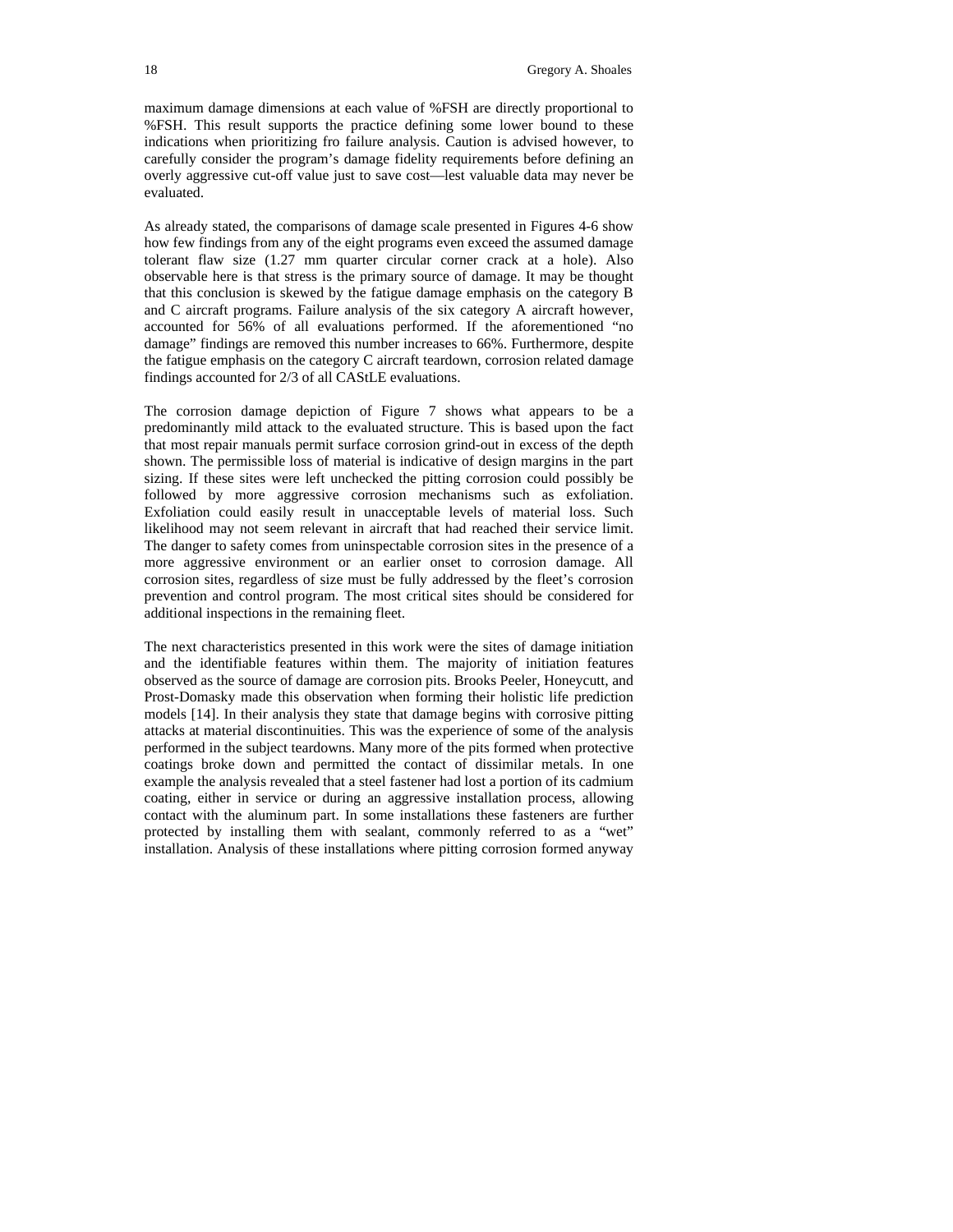maximum damage dimensions at each value of %FSH are directly proportional to %FSH. This result supports the practice defining some lower bound to these indications when prioritizing fro failure analysis. Caution is advised however, to carefully consider the program's damage fidelity requirements before defining an overly aggressive cut-off value just to save cost—lest valuable data may never be evaluated.

As already stated, the comparisons of damage scale presented in Figures 4-6 show how few findings from any of the eight programs even exceed the assumed damage tolerant flaw size (1.27 mm quarter circular corner crack at a hole). Also observable here is that stress is the primary source of damage. It may be thought that this conclusion is skewed by the fatigue damage emphasis on the category B and C aircraft programs. Failure analysis of the six category A aircraft however, accounted for 56% of all evaluations performed. If the aforementioned "no damage" findings are removed this number increases to 66%. Furthermore, despite the fatigue emphasis on the category C aircraft teardown, corrosion related damage findings accounted for 2/3 of all CAStLE evaluations.

The corrosion damage depiction of Figure 7 shows what appears to be a predominantly mild attack to the evaluated structure. This is based upon the fact that most repair manuals permit surface corrosion grind-out in excess of the depth shown. The permissible loss of material is indicative of design margins in the part sizing. If these sites were left unchecked the pitting corrosion could possibly be followed by more aggressive corrosion mechanisms such as exfoliation. Exfoliation could easily result in unacceptable levels of material loss. Such likelihood may not seem relevant in aircraft that had reached their service limit. The danger to safety comes from uninspectable corrosion sites in the presence of a more aggressive environment or an earlier onset to corrosion damage. All corrosion sites, regardless of size must be fully addressed by the fleet's corrosion prevention and control program. The most critical sites should be considered for additional inspections in the remaining fleet.

The next characteristics presented in this work were the sites of damage initiation and the identifiable features within them. The majority of initiation features observed as the source of damage are corrosion pits. Brooks Peeler, Honeycutt, and Prost-Domasky made this observation when forming their holistic life prediction models [14]. In their analysis they state that damage begins with corrosive pitting attacks at material discontinuities. This was the experience of some of the analysis performed in the subject teardowns. Many more of the pits formed when protective coatings broke down and permitted the contact of dissimilar metals. In one example the analysis revealed that a steel fastener had lost a portion of its cadmium coating, either in service or during an aggressive installation process, allowing contact with the aluminum part. In some installations these fasteners are further protected by installing them with sealant, commonly referred to as a "wet" installation. Analysis of these installations where pitting corrosion formed anyway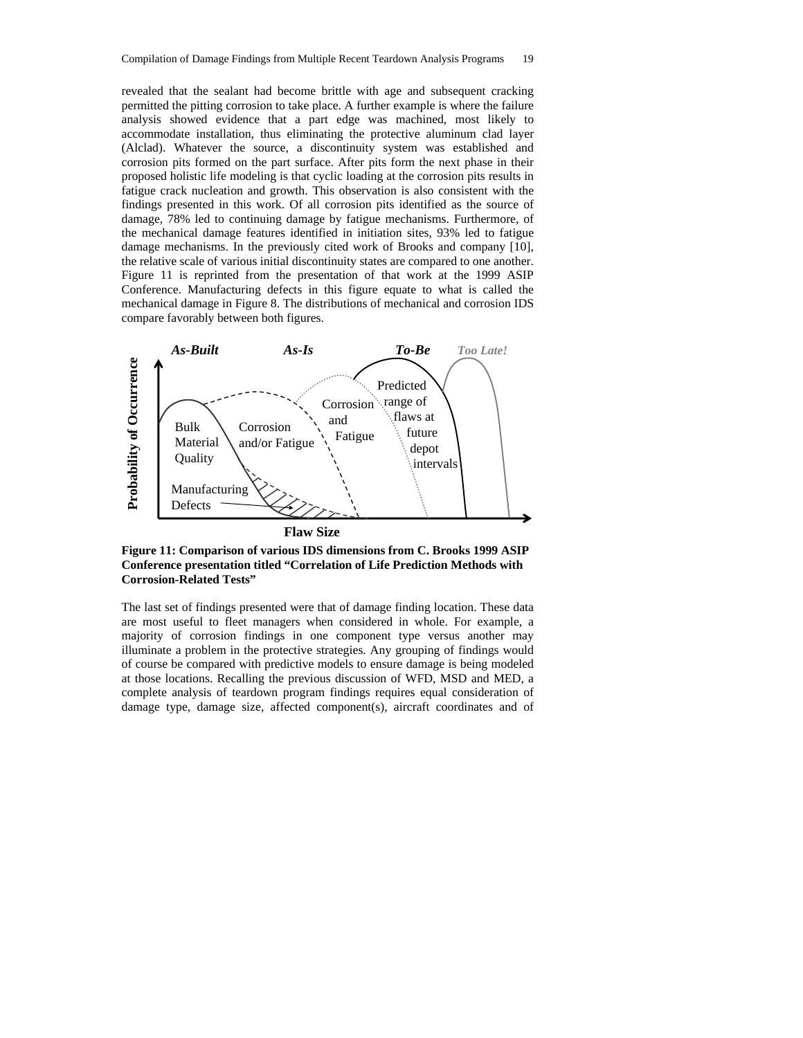revealed that the sealant had become brittle with age and subsequent cracking permitted the pitting corrosion to take place. A further example is where the failure analysis showed evidence that a part edge was machined, most likely to accommodate installation, thus eliminating the protective aluminum clad layer (Alclad). Whatever the source, a discontinuity system was established and corrosion pits formed on the part surface. After pits form the next phase in their proposed holistic life modeling is that cyclic loading at the corrosion pits results in fatigue crack nucleation and growth. This observation is also consistent with the findings presented in this work. Of all corrosion pits identified as the source of damage, 78% led to continuing damage by fatigue mechanisms. Furthermore, of the mechanical damage features identified in initiation sites, 93% led to fatigue damage mechanisms. In the previously cited work of Brooks and company [10], the relative scale of various initial discontinuity states are compared to one another. Figure 11 is reprinted from the presentation of that work at the 1999 ASIP Conference. Manufacturing defects in this figure equate to what is called the mechanical damage in Figure 8. The distributions of mechanical and corrosion IDS compare favorably between both figures.

**Figure 11: Comparison of various IDS dimensions from C. Brooks 1999 ASIP Conference presentation titled "Correlation of Life Prediction Methods with Corrosion-Related Tests"**

The last set of findings presented were that of damage finding location. These data are most useful to fleet managers when considered in whole. For example, a majority of corrosion findings in one component type versus another may illuminate a problem in the protective strategies. Any grouping of findings would of course be compared with predictive models to ensure damage is being modeled at those locations. Recalling the previous discussion of WFD, MSD and MED, a complete analysis of teardown program findings requires equal consideration of damage type, damage size, affected component(s), aircraft coordinates and of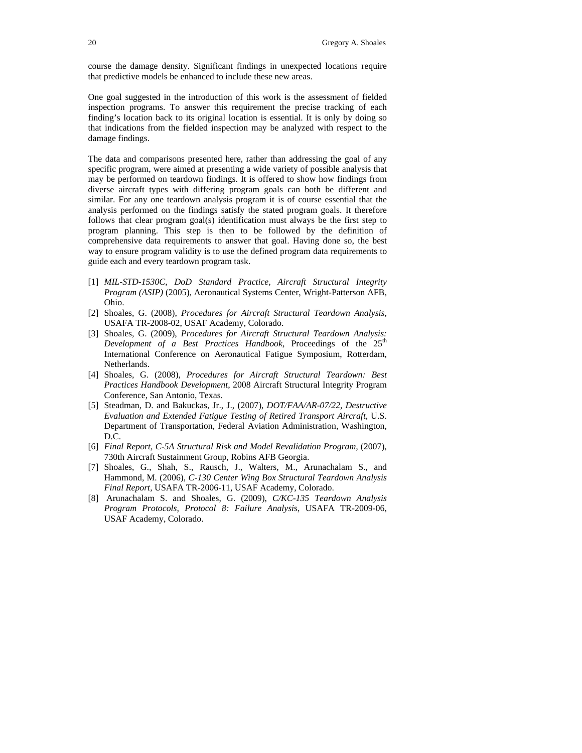course the damage density. Significant findings in unexpected locations require that predictive models be enhanced to include these new areas.

One goal suggested in the introduction of this work is the assessment of fielded inspection programs. To answer this requirement the precise tracking of each finding's location back to its original location is essential. It is only by doing so that indications from the fielded inspection may be analyzed with respect to the damage findings.

The data and comparisons presented here, rather than addressing the goal of any specific program, were aimed at presenting a wide variety of possible analysis that may be performed on teardown findings. It is offered to show how findings from diverse aircraft types with differing program goals can both be different and similar. For any one teardown analysis program it is of course essential that the analysis performed on the findings satisfy the stated program goals. It therefore follows that clear program goal(s) identification must always be the first step to program planning. This step is then to be followed by the definition of comprehensive data requirements to answer that goal. Having done so, the best way to ensure program validity is to use the defined program data requirements to guide each and every teardown program task.

[1] *MIL-STD-1530C, DoD Standard Practice, Aircraft Structural Integrity Program (ASIP)* (2005), Aeronautical Systems Center, Wright-Patterson AFB, Ohio.

[2] Shoales, G. (2008), *Procedures for Aircraft Structural Teardown Analysis*, USAFA TR-2008-02, USAF Academy, Colorado.

[3] Shoales, G. (2009), *Procedures for Aircraft Structural Teardown Analysis: Development of a Best Practices Handbook*, Proceedings of the 25th International Conference on Aeronautical Fatigue Symposium, Rotterdam, Netherlands.

[4] Shoales, G. (2008), *Procedures for Aircraft Structural Teardown: Best Practices Handbook Development*, 2008 Aircraft Structural Integrity Program Conference, San Antonio, Texas.

[5] Steadman, D. and Bakuckas, Jr., J., (2007), *DOT/FAA/AR-07/22, Destructive Evaluation and Extended Fatigue Testing of Retired Transport Aircraft*, U.S. Department of Transportation, Federal Aviation Administration, Washington, D.C.

[6] *Final Report, C-5A Structural Risk and Model Revalidation Program*, (2007), 730th Aircraft Sustainment Group, Robins AFB Georgia.

[7] Shoales, G., Shah, S., Rausch, J., Walters, M., Arunachalam S., and Hammond, M. (2006), *C-130 Center Wing Box Structural Teardown Analysis Final Report*, USAFA TR-2006-11, USAF Academy, Colorado.

[8] Arunachalam S. and Shoales, G. (2009), *C/KC-135 Teardown Analysis Program Protocols, Protocol 8: Failure Analysis*, USAFA TR-2009-06, USAF Academy, Colorado.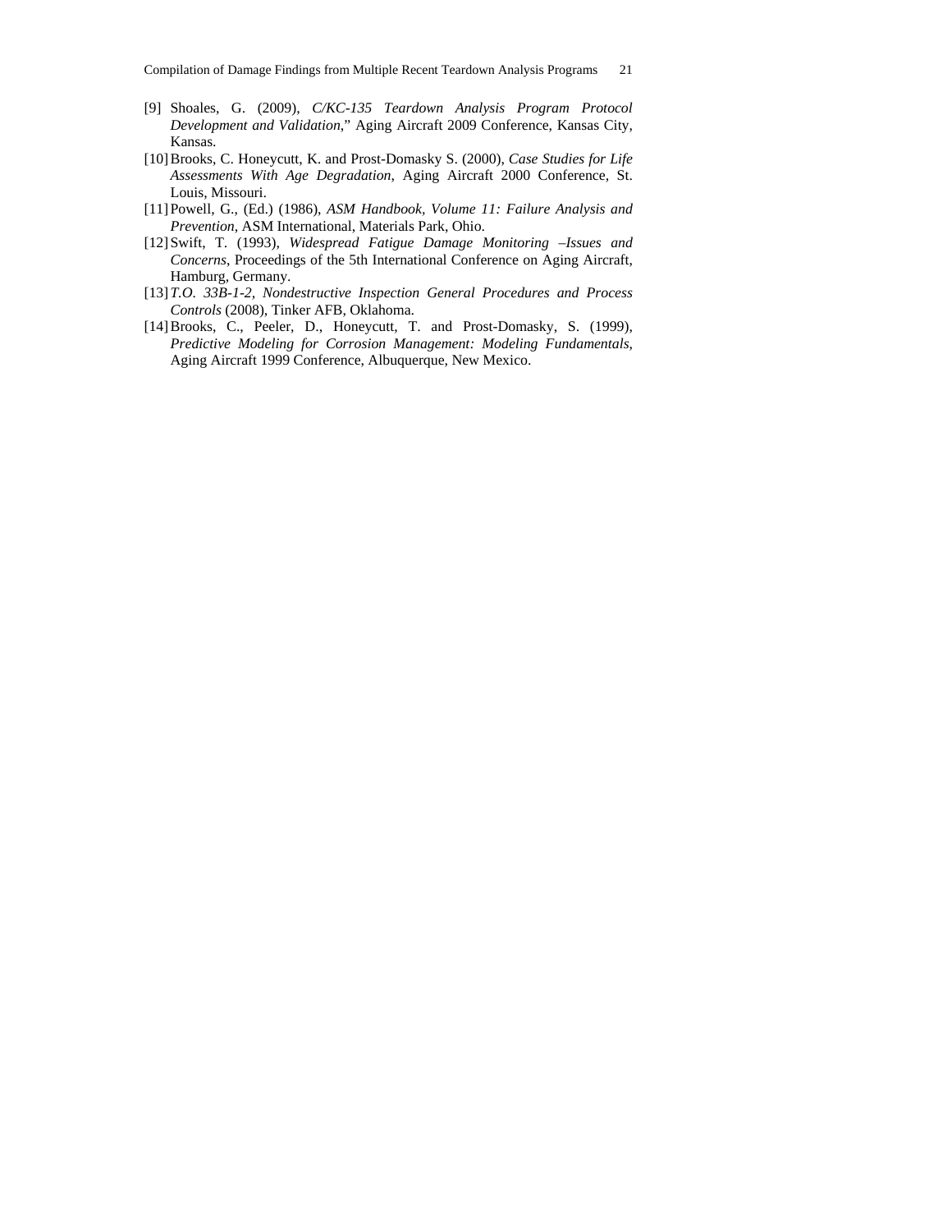[9] Shoales, G. (2009), *C/KC-135 Teardown Analysis Program Protocol Development and Validation*," Aging Aircraft 2009 Conference, Kansas City, Kansas.

[10] Brooks, C. Honeycutt, K. and Prost-Domasky S. (2000), *Case Studies for Life Assessments With Age Degradation*, Aging Aircraft 2000 Conference, St. Louis, Missouri.

[11] Powell, G., (Ed.) (1986), *ASM Handbook, Volume 11: Failure Analysis and Prevention*, ASM International, Materials Park, Ohio.

[12] Swift, T. (1993), *Widespread Fatigue Damage Monitoring –Issues and Concerns*, Proceedings of the 5th International Conference on Aging Aircraft, Hamburg, Germany.

[13] *T.O. 33B-1-2, Nondestructive Inspection General Procedures and Process Controls* (2008), Tinker AFB, Oklahoma.

[14] Brooks, C., Peeler, D., Honeycutt, T. and Prost-Domasky, S. (1999), *Predictive Modeling for Corrosion Management: Modeling Fundamentals*, Aging Aircraft 1999 Conference, Albuquerque, New Mexico.